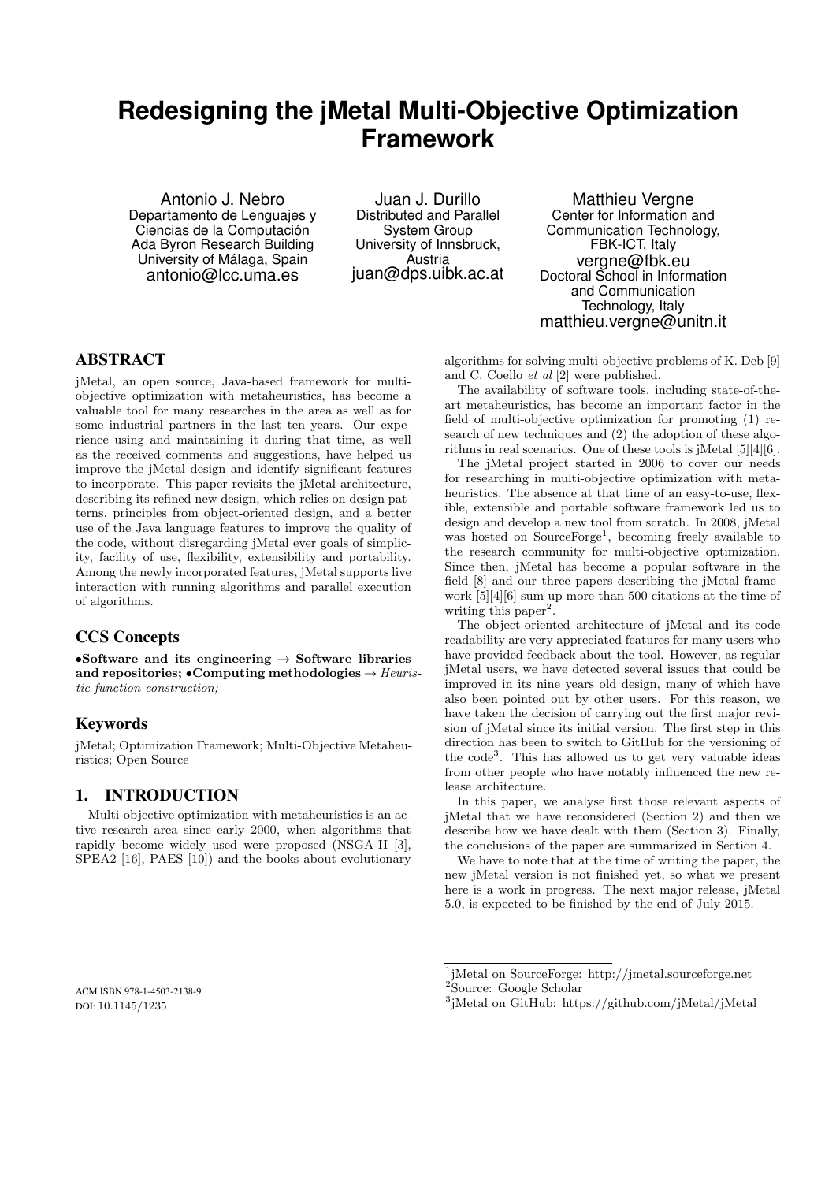# Redesigning the jMetal Multi-Objective Optimization Framework

Antonio J. Nebro
Departamento de Lenguajes y Ciencias de la Computación
Ada Byron Research Building
University of Málaga, Spain
antonio@lcc.uma.es

Juan J. Durillo
Distributed and Parallel System Group
University of Innsbruck, Austria
juan@dps.uibk.ac.at

Matthieu Vergne
Center for Information and Communication Technology, FBK-ICT, Italy
vergne@fbk.eu
Doctoral School in Information and Communication Technology, Italy
matthieu.vergne@unitn.it

## ABSTRACT

jMetal, an open source, Java-based framework for multi-objective optimization with metaheuristics, has become a valuable tool for many researches in the area as well as for some industrial partners in the last ten years. Our experience using and maintaining it during that time, as well as the received comments and suggestions, have helped us improve the jMetal design and identify significant features to incorporate. This paper revisits the jMetal architecture, describing its refined new design, which relies on design patterns, principles from object-oriented design, and a better use of the Java language features to improve the quality of the code, without disregarding jMetal ever goals of simplicity, facility of use, flexibility, extensibility and portability. Among the newly incorporated features, jMetal supports live interaction with running algorithms and parallel execution of algorithms.

## CCS Concepts

•**Software and its engineering** → **Software libraries and repositories;** •**Computing methodologies** → *Heuristic function construction;*

## Keywords

jMetal; Optimization Framework; Multi-Objective Metaheuristics; Open Source

## 1. INTRODUCTION

Multi-objective optimization with metaheuristics is an active research area since early 2000, when algorithms that rapidly become widely used were proposed (NSGA-II [3], SPEA2 [16], PAES [10]) and the books about evolutionary algorithms for solving multi-objective problems of K. Deb [9] and C. Coello *et al* [2] were published.

The availability of software tools, including state-of-the-art metaheuristics, has become an important factor in the field of multi-objective optimization for promoting (1) research of new techniques and (2) the adoption of these algorithms in real scenarios. One of these tools is jMetal [5][4][6].

The jMetal project started in 2006 to cover our needs for researching in multi-objective optimization with metaheuristics. The absence at that time of an easy-to-use, flexible, extensible and portable software framework led us to design and develop a new tool from scratch. In 2008, jMetal was hosted on SourceForge[1], becoming freely available to the research community for multi-objective optimization. Since then, jMetal has become a popular software in the field [8] and our three papers describing the jMetal framework [5][4][6] sum up more than 500 citations at the time of writing this paper[2].

The object-oriented architecture of jMetal and its code readability are very appreciated features for many users who have provided feedback about the tool. However, as regular jMetal users, we have detected several issues that could be improved in its nine years old design, many of which have also been pointed out by other users. For this reason, we have taken the decision of carrying out the first major revision of jMetal since its initial version. The first step in this direction has been to switch to GitHub for the versioning of the code[3]. This has allowed us to get very valuable ideas from other people who have notably influenced the new release architecture.

In this paper, we analyse first those relevant aspects of jMetal that we have reconsidered (Section 2) and then we describe how we have dealt with them (Section 3). Finally, the conclusions of the paper are summarized in Section 4.

We have to note that at the time of writing the paper, the new jMetal version is not finished yet, so what we present here is a work in progress. The next major release, jMetal 5.0, is expected to be finished by the end of July 2015.

ACM ISBN 978-1-4503-2138-9.
DOI: 10.1145/1235

[1] jMetal on SourceForge: http://jmetal.sourceforge.net
[2] Source: Google Scholar
[3] jMetal on GitHub: https://github.com/jMetal/jMetal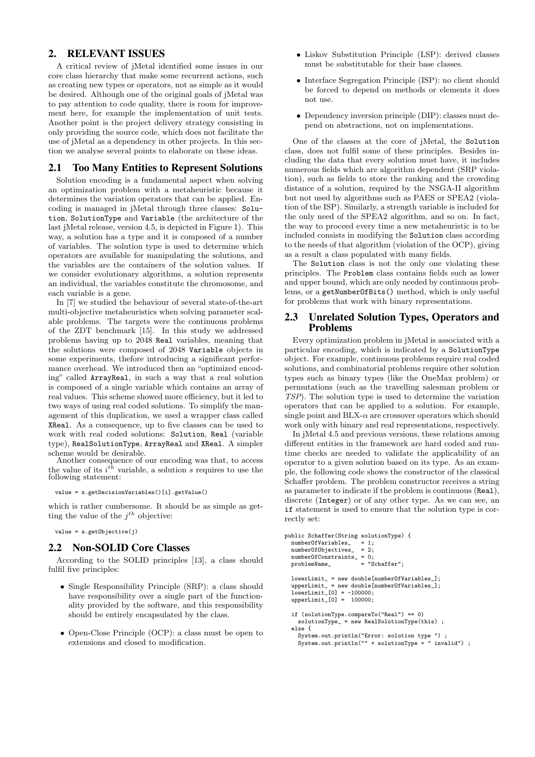## 2. RELEVANT ISSUES

A critical review of jMetal identified some issues in our core class hierarchy that make some recurrent actions, such as creating new types or operators, not as simple as it would be desired. Although one of the original goals of jMetal was to pay attention to code quality, there is room for improvement here, for example the implementation of unit tests. Another point is the project delivery strategy consisting in only providing the source code, which does not facilitate the use of jMetal as a dependency in other projects. In this section we analyse several points to elaborate on these ideas.

### 2.1 Too Many Entities to Represent Solutions

Solution encoding is a fundamental aspect when solving an optimization problem with a metaheuristic because it determines the variation operators that can be applied. Encoding is managed in jMetal through three classes: `Solution`, `SolutionType` and `Variable` (the architecture of the last jMetal release, version 4.5, is depicted in Figure 1). This way, a solution has a type and it is composed of a number of variables. The solution type is used to determine which operators are available for manipulating the solutions, and the variables are the containers of the solution values. If we consider evolutionary algorithms, a solution represents an individual, the variables constitute the chromosome, and each variable is a gene.

In [7] we studied the behaviour of several state-of-the-art multi-objective metaheuristics when solving parameter scalable problems. The targets were the continuous problems of the ZDT benchmark [15]. In this study we addressed problems having up to 2048 `Real` variables, meaning that the solutions were composed of 2048 `Variable` objects in some experiments, thefore introducing a significant performance overhead. We introduced then an "optimized encoding" called `ArrayReal`, in such a way that a real solution is composed of a single variable which contains an array of real values. This scheme showed more efficiency, but it led to two ways of using real coded solutions. To simplify the management of this duplication, we used a wrapper class called `XReal`. As a consequence, up to five classes can be used to work with real coded solutions: `Solution`, `Real` (variable type), `RealSolutionType`, `ArrayReal` and `XReal`. A simpler scheme would be desirable.

Another consequence of our encoding was that, to access the value of its $i^{th}$ variable, a solution $s$ requires to use the following statement:

```
value = s.getDecisionVariables()[i].getValue()
```

which is rather cumbersome. It should be as simple as getting the value of the $j^{th}$ objective:

```
value = s.getObjective(j)
```

### 2.2 Non-SOLID Core Classes

According to the SOLID principles [13], a class should fulfil five principles:

- Single Responsibility Principle (SRP): a class should have responsibility over a single part of the functionality provided by the software, and this responsibility should be entirely encapsulated by the class.
- Open-Close Principle (OCP): a class must be open to extensions and closed to modification.
- Liskov Substitution Principle (LSP): derived classes must be substitutable for their base classes.
- Interface Segregation Principle (ISP): no client should be forced to depend on methods or elements it does not use.
- Dependency inversion principle (DIP): classes must depend on abstractions, not on implementations.

One of the classes at the core of jMetal, the `Solution` class, does not fulfil some of these principles. Besides including the data that every solution must have, it includes numerous fields which are algorithm dependent (SRP violation), such as fields to store the ranking and the crowding distance of a solution, required by the NSGA-II algorithm but not used by algorithms such as PAES or SPEA2 (violation of the ISP). Similarly, a strength variable is included for the only need of the SPEA2 algorithm, and so on. In fact, the way to proceed every time a new metaheuristic is to be included consists in modifying the `Solution` class according to the needs of that algorithm (violation of the OCP), giving as a result a class populated with many fields.

The `Solution` class is not the only one violating these principles. The `Problem` class contains fields such as lower and upper bound, which are only needed by continuous problems, or a `getNumberOfBits()` method, which is only useful for problems that work with binary representations.

### 2.3 Unrelated Solution Types, Operators and Problems

Every optimization problem in jMetal is associated with a particular encoding, which is indicated by a `SolutionType` object. For example, continuous problems require real coded solutions, and combinatorial problems require other solution types such as binary types (like the OneMax problem) or permutations (such as the travelling salesman problem or *TSP*). The solution type is used to determine the variation operators that can be applied to a solution. For example, single point and BLX-$\alpha$ are crossover operators which should work only with binary and real representations, respectively.

In jMetal 4.5 and previous versions, these relations among different entities in the framework are hard coded and runtime checks are needed to validate the applicability of an operator to a given solution based on its type. As an example, the following code shows the constructor of the classical Schaffer problem. The problem constructor receives a string as parameter to indicate if the problem is continuous (`Real`), discrete (`Integer`) or of any other type. As we can see, an `if` statement is used to ensure that the solution type is correctly set:

```
public Schaffer(String solutionType) {
  numberOfVariables_   = 1;
  numberOfObjectives_  = 2;
  numberOfConstraints_ = 0;
  problemName_         = "Schaffer";

  lowerLimit_ = new double[numberOfVariables_];
  upperLimit_ = new double[numberOfVariables_];
  lowerLimit_[0] = -100000;
  upperLimit_[0] =  100000;

  if (solutionType.compareTo("Real") == 0)
    solutionType_ = new RealSolutionType(this) ;
  else {
    System.out.println("Error: solution type ") ;
    System.out.println("" + solutionType + " invalid") ;
```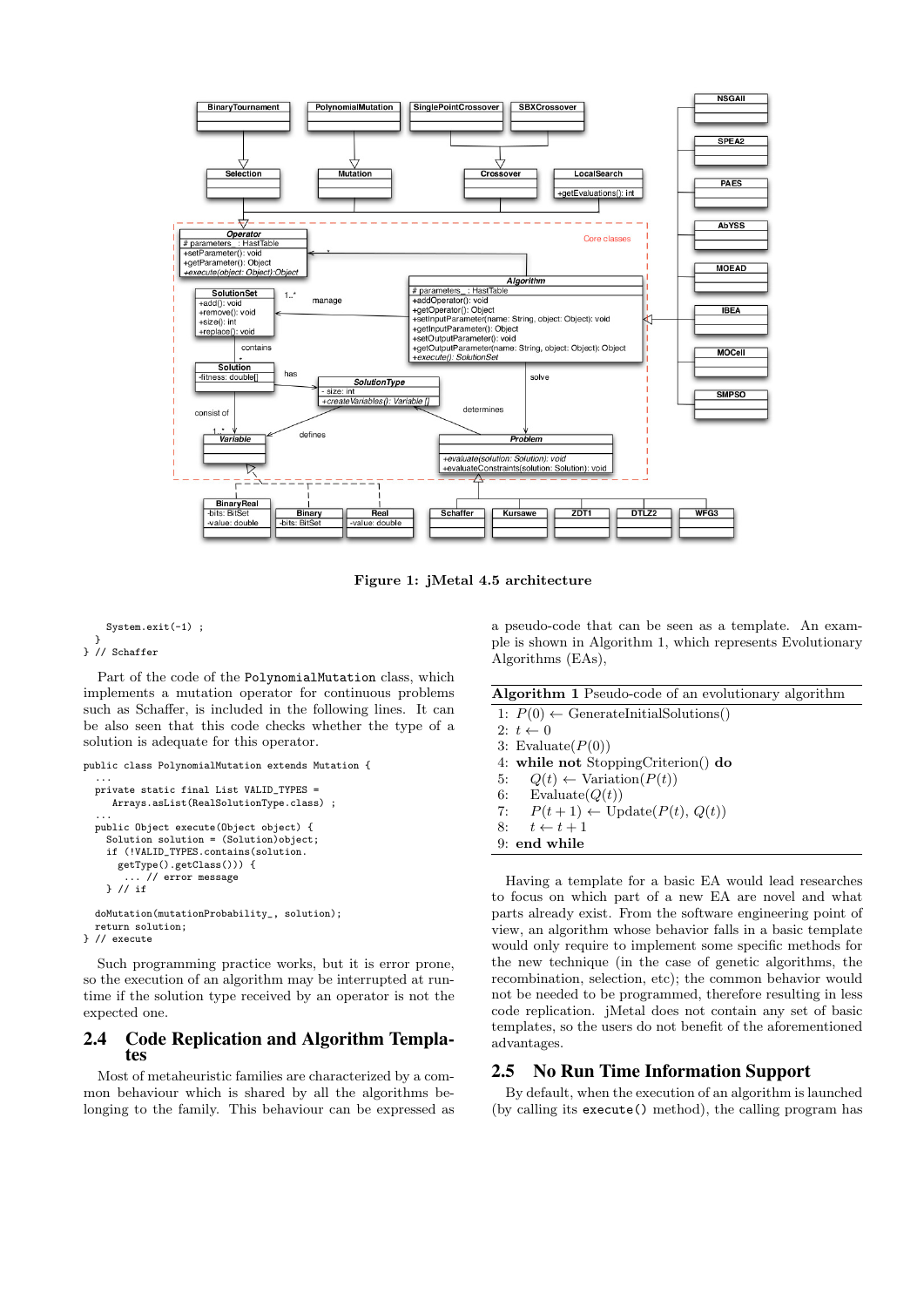**Figure 1: jMetal 4.5 architecture**

```
    System.exit(-1) ;
  }
} // Schaffer
```

Part of the code of the `PolynomialMutation` class, which implements a mutation operator for continuous problems such as Schaffer, is included in the following lines. It can be also seen that this code checks whether the type of a solution is adequate for this operator.

```
public class PolynomialMutation extends Mutation {
  ...
  private static final List VALID_TYPES =
      Arrays.asList(RealSolutionType.class) ;
  ...
  public Object execute(Object object) {
    Solution solution = (Solution)object;
    if (!VALID_TYPES.contains(solution.
      getType().getClass())) {
        ... // error message
    } // if

  doMutation(mutationProbability_, solution);
  return solution;
} // execute
```

Such programming practice works, but it is error prone, so the execution of an algorithm may be interrupted at run-time if the solution type received by an operator is not the expected one.

## 2.4 Code Replication and Algorithm Templates

Most of metaheuristic families are characterized by a common behaviour which is shared by all the algorithms belonging to the family. This behaviour can be expressed as a pseudo-code that can be seen as a template. An example is shown in Algorithm 1, which represents Evolutionary Algorithms (EAs),

**Algorithm 1** Pseudo-code of an evolutionary algorithm

1: $P(0) \leftarrow$ GenerateInitialSolutions()
2: $t \leftarrow 0$
3: Evaluate($P(0)$)
4: **while not** StoppingCriterion() **do**
5: $\quad Q(t) \leftarrow$ Variation($P(t)$)
6: $\quad$ Evaluate($Q(t)$)
7: $\quad P(t+1) \leftarrow$ Update($P(t)$, $Q(t)$)
8: $\quad t \leftarrow t + 1$
9: **end while**

Having a template for a basic EA would lead researches to focus on which part of a new EA are novel and what parts already exist. From the software engineering point of view, an algorithm whose behavior falls in a basic template would only require to implement some specific methods for the new technique (in the case of genetic algorithms, the recombination, selection, etc); the common behavior would not be needed to be programmed, therefore resulting in less code replication. jMetal does not contain any set of basic templates, so the users do not benefit of the aforementioned advantages.

## 2.5 No Run Time Information Support

By default, when the execution of an algorithm is launched (by calling its `execute()` method), the calling program has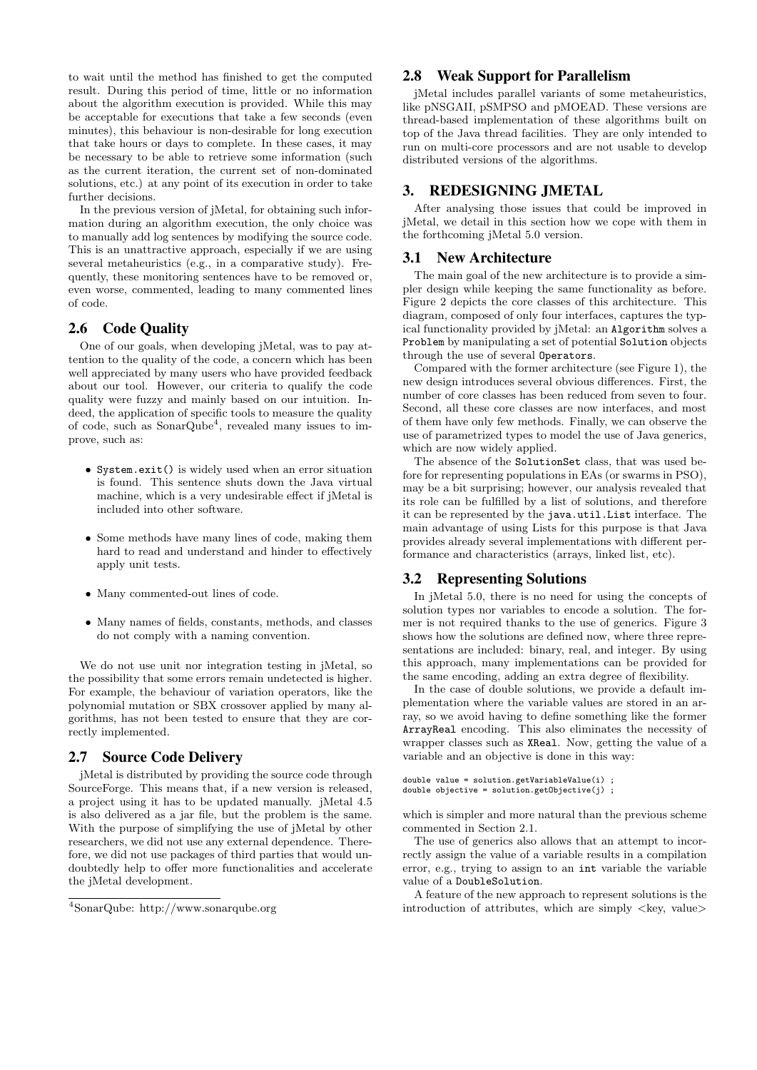to wait until the method has finished to get the computed result. During this period of time, little or no information about the algorithm execution is provided. While this may be acceptable for executions that take a few seconds (even minutes), this behaviour is non-desirable for long execution that take hours or days to complete. In these cases, it may be necessary to be able to retrieve some information (such as the current iteration, the current set of non-dominated solutions, etc.) at any point of its execution in order to take further decisions.

In the previous version of jMetal, for obtaining such information during an algorithm execution, the only choice was to manually add log sentences by modifying the source code. This is an unattractive approach, especially if we are using several metaheuristics (e.g., in a comparative study). Frequently, these monitoring sentences have to be removed or, even worse, commented, leading to many commented lines of code.

## 2.6 Code Quality

One of our goals, when developing jMetal, was to pay attention to the quality of the code, a concern which has been well appreciated by many users who have provided feedback about our tool. However, our criteria to qualify the code quality were fuzzy and mainly based on our intuition. Indeed, the application of specific tools to measure the quality of code, such as SonarQube[4], revealed many issues to improve, such as:

- `System.exit()` is widely used when an error situation is found. This sentence shuts down the Java virtual machine, which is a very undesirable effect if jMetal is included into other software.
- Some methods have many lines of code, making them hard to read and understand and hinder to effectively apply unit tests.
- Many commented-out lines of code.
- Many names of fields, constants, methods, and classes do not comply with a naming convention.

We do not use unit nor integration testing in jMetal, so the possibility that some errors remain undetected is higher. For example, the behaviour of variation operators, like the polynomial mutation or SBX crossover applied by many algorithms, has not been tested to ensure that they are correctly implemented.

## 2.7 Source Code Delivery

jMetal is distributed by providing the source code through SourceForge. This means that, if a new version is released, a project using it has to be updated manually. jMetal 4.5 is also delivered as a jar file, but the problem is the same. With the purpose of simplifying the use of jMetal by other researchers, we did not use any external dependence. Therefore, we did not use packages of third parties that would undoubtedly help to offer more functionalities and accelerate the jMetal development.

[4]SonarQube: http://www.sonarqube.org

## 2.8 Weak Support for Parallelism

jMetal includes parallel variants of some metaheuristics, like pNSGAII, pSMPSO and pMOEAD. These versions are thread-based implementation of these algorithms built on top of the Java thread facilities. They are only intended to run on multi-core processors and are not usable to develop distributed versions of the algorithms.

# 3. REDESIGNING JMETAL

After analysing those issues that could be improved in jMetal, we detail in this section how we cope with them in the forthcoming jMetal 5.0 version.

## 3.1 New Architecture

The main goal of the new architecture is to provide a simpler design while keeping the same functionality as before. Figure 2 depicts the core classes of this architecture. This diagram, composed of only four interfaces, captures the typical functionality provided by jMetal: an `Algorithm` solves a `Problem` by manipulating a set of potential `Solution` objects through the use of several `Operators`.

Compared with the former architecture (see Figure 1), the new design introduces several obvious differences. First, the number of core classes has been reduced from seven to four. Second, all these core classes are now interfaces, and most of them have only few methods. Finally, we can observe the use of parametrized types to model the use of Java generics, which are now widely applied.

The absence of the `SolutionSet` class, that was used before for representing populations in EAs (or swarms in PSO), may be a bit surprising; however, our analysis revealed that its role can be fulfilled by a list of solutions, and therefore it can be represented by the `java.util.List` interface. The main advantage of using Lists for this purpose is that Java provides already several implementations with different performance and characteristics (arrays, linked list, etc).

## 3.2 Representing Solutions

In jMetal 5.0, there is no need for using the concepts of solution types nor variables to encode a solution. The former is not required thanks to the use of generics. Figure 3 shows how the solutions are defined now, where three representations are included: binary, real, and integer. By using this approach, many implementations can be provided for the same encoding, adding an extra degree of flexibility.

In the case of double solutions, we provide a default implementation where the variable values are stored in an array, so we avoid having to define something like the former `ArrayReal` encoding. This also eliminates the necessity of wrapper classes such as `XReal`. Now, getting the value of a variable and an objective is done in this way:

```
double value = solution.getVariableValue(i) ;
double objective = solution.getObjective(j) ;
```

which is simpler and more natural than the previous scheme commented in Section 2.1.

The use of generics also allows that an attempt to incorrectly assign the value of a variable results in a compilation error, e.g., trying to assign to an `int` variable the variable value of a `DoubleSolution`.

A feature of the new approach to represent solutions is the introduction of attributes, which are simply <key, value>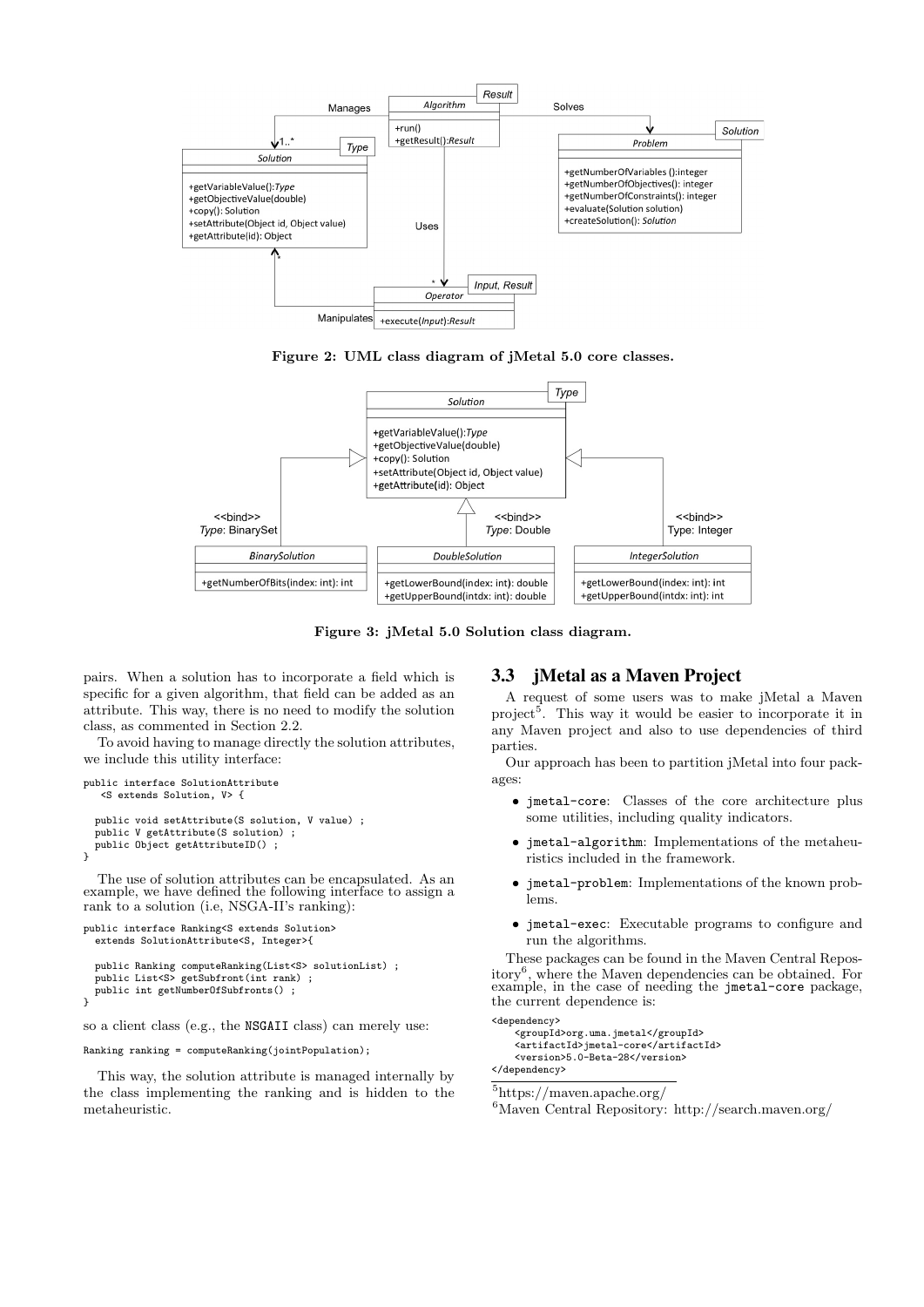Figure 2: UML class diagram of jMetal 5.0 core classes.

Figure 3: jMetal 5.0 Solution class diagram.

pairs. When a solution has to incorporate a field which is specific for a given algorithm, that field can be added as an attribute. This way, there is no need to modify the solution class, as commented in Section 2.2.

To avoid having to manage directly the solution attributes, we include this utility interface:

```
public interface SolutionAttribute
   <S extends Solution, V> {

  public void setAttribute(S solution, V value) ;
  public V getAttribute(S solution) ;
  public Object getAttributeID() ;
}
```

The use of solution attributes can be encapsulated. As an example, we have defined the following interface to assign a rank to a solution (i.e, NSGA-II's ranking):

```
public interface Ranking<S extends Solution>
  extends SolutionAttribute<S, Integer>{

  public Ranking computeRanking(List<S> solutionList) ;
  public List<S> getSubfront(int rank) ;
  public int getNumberOfSubfronts() ;
}
```

so a client class (e.g., the `NSGAII` class) can merely use:

```
Ranking ranking = computeRanking(jointPopulation);
```

This way, the solution attribute is managed internally by the class implementing the ranking and is hidden to the metaheuristic.

### 3.3 jMetal as a Maven Project

A request of some users was to make jMetal a Maven project[5]. This way it would be easier to incorporate it in any Maven project and also to use dependencies of third parties.

Our approach has been to partition jMetal into four packages:

- `jmetal-core`: Classes of the core architecture plus some utilities, including quality indicators.
- `jmetal-algorithm`: Implementations of the metaheuristics included in the framework.
- `jmetal-problem`: Implementations of the known problems.
- `jmetal-exec`: Executable programs to configure and run the algorithms.

These packages can be found in the Maven Central Repository[6], where the Maven dependencies can be obtained. For example, in the case of needing the `jmetal-core` package, the current dependence is:

```
<dependency>
    <groupId>org.uma.jmetal</groupId>
    <artifactId>jmetal-core</artifactId>
    <version>5.0-Beta-28</version>
</dependency>
```

[5]https://maven.apache.org/

[6]Maven Central Repository: http://search.maven.org/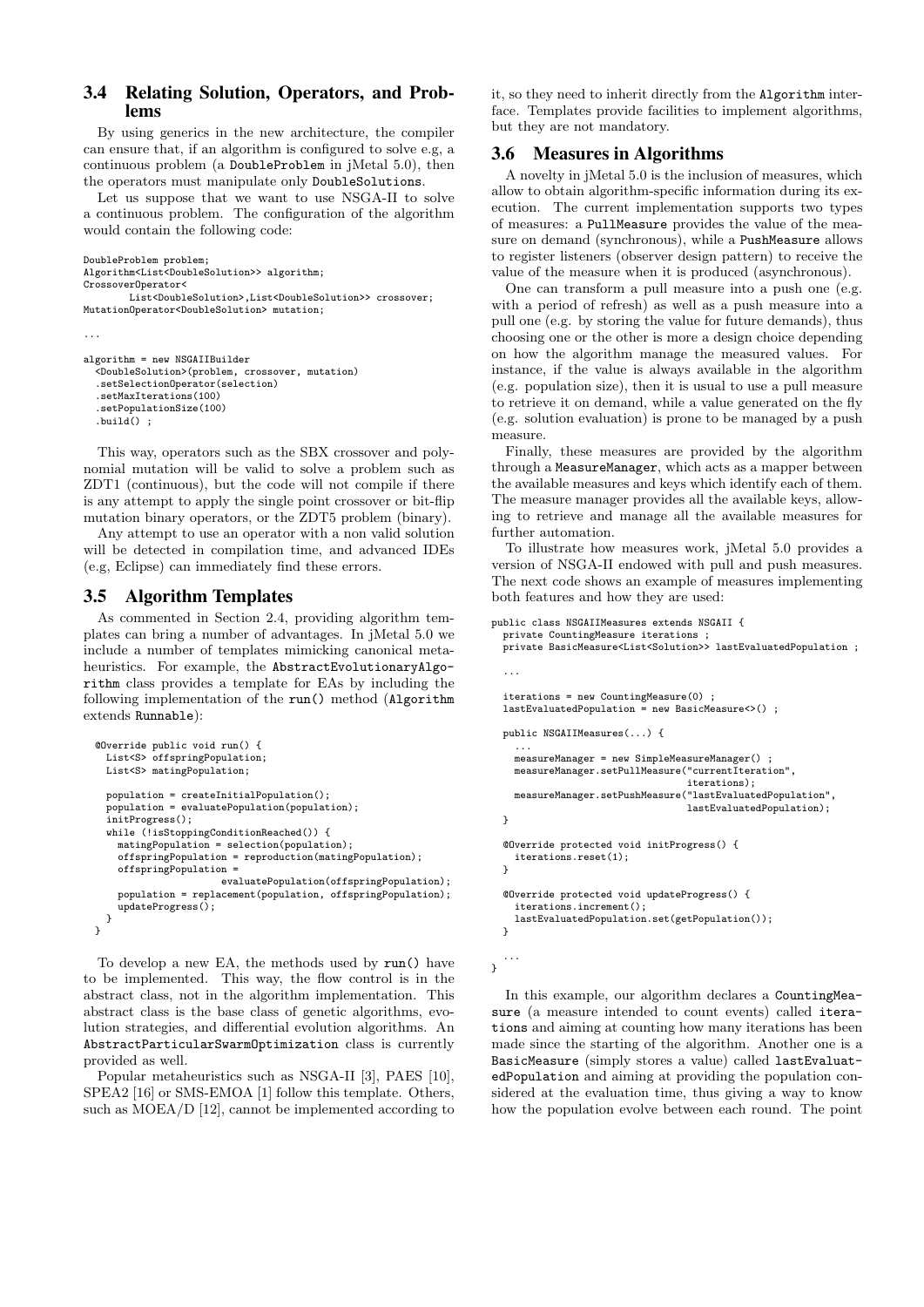### 3.4 Relating Solution, Operators, and Problems

By using generics in the new architecture, the compiler can ensure that, if an algorithm is configured to solve e.g, a continuous problem (a DoubleProblem in jMetal 5.0), then the operators must manipulate only DoubleSolutions.

Let us suppose that we want to use NSGA-II to solve a continuous problem. The configuration of the algorithm would contain the following code:

```
DoubleProblem problem;
Algorithm<List<DoubleSolution>> algorithm;
CrossoverOperator<
        List<DoubleSolution>,List<DoubleSolution>> crossover;
MutationOperator<DoubleSolution> mutation;

...

algorithm = new NSGAIIBuilder
  <DoubleSolution>(problem, crossover, mutation)
  .setSelectionOperator(selection)
  .setMaxIterations(100)
  .setPopulationSize(100)
  .build() ;
```

This way, operators such as the SBX crossover and polynomial mutation will be valid to solve a problem such as ZDT1 (continuous), but the code will not compile if there is any attempt to apply the single point crossover or bit-flip mutation binary operators, or the ZDT5 problem (binary).

Any attempt to use an operator with a non valid solution will be detected in compilation time, and advanced IDEs (e.g, Eclipse) can immediately find these errors.

### 3.5 Algorithm Templates

As commented in Section 2.4, providing algorithm templates can bring a number of advantages. In jMetal 5.0 we include a number of templates mimicking canonical metaheuristics. For example, the AbstractEvolutionaryAlgorithm class provides a template for EAs by including the following implementation of the run() method (Algorithm extends Runnable):

```
@Override public void run() {
  List<S> offspringPopulation;
  List<S> matingPopulation;

  population = createInitialPopulation();
  population = evaluatePopulation(population);
  initProgress();
  while (!isStoppingConditionReached()) {
    matingPopulation = selection(population);
    offspringPopulation = reproduction(matingPopulation);
    offspringPopulation =
                   evaluatePopulation(offspringPopulation);
    population = replacement(population, offspringPopulation);
    updateProgress();
  }
}
```

To develop a new EA, the methods used by run() have to be implemented. This way, the flow control is in the abstract class, not in the algorithm implementation. This abstract class is the base class of genetic algorithms, evolution strategies, and differential evolution algorithms. An AbstractParticularSwarmOptimization class is currently provided as well.

Popular metaheuristics such as NSGA-II [3], PAES [10], SPEA2 [16] or SMS-EMOA [1] follow this template. Others, such as MOEA/D [12], cannot be implemented according to it, so they need to inherit directly from the Algorithm interface. Templates provide facilities to implement algorithms, but they are not mandatory.

### 3.6 Measures in Algorithms

A novelty in jMetal 5.0 is the inclusion of measures, which allow to obtain algorithm-specific information during its execution. The current implementation supports two types of measures: a PullMeasure provides the value of the measure on demand (synchronous), while a PushMeasure allows to register listeners (observer design pattern) to receive the value of the measure when it is produced (asynchronous).

One can transform a pull measure into a push one (e.g. with a period of refresh) as well as a push measure into a pull one (e.g. by storing the value for future demands), thus choosing one or the other is more a design choice depending on how the algorithm manage the measured values. For instance, if the value is always available in the algorithm (e.g. population size), then it is usual to use a pull measure to retrieve it on demand, while a value generated on the fly (e.g. solution evaluation) is prone to be managed by a push measure.

Finally, these measures are provided by the algorithm through a MeasureManager, which acts as a mapper between the available measures and keys which identify each of them. The measure manager provides all the available keys, allowing to retrieve and manage all the available measures for further automation.

To illustrate how measures work, jMetal 5.0 provides a version of NSGA-II endowed with pull and push measures. The next code shows an example of measures implementing both features and how they are used:

```
public class NSGAIIMeasures extends NSGAII {
  private CountingMeasure iterations ;
  private BasicMeasure<List<Solution>> lastEvaluatedPopulation ;

  ...

  iterations = new CountingMeasure(0) ;
  lastEvaluatedPopulation = new BasicMeasure<>() ;

  public NSGAIIMeasures(...) {
    ...
    measureManager = new SimpleMeasureManager() ;
    measureManager.setPullMeasure("currentIteration",
                                  iterations);
    measureManager.setPushMeasure("lastEvaluatedPopulation",
                                  lastEvaluatedPopulation);
  }

  @Override protected void initProgress() {
    iterations.reset(1);
  }

  @Override protected void updateProgress() {
    iterations.increment();
    lastEvaluatedPopulation.set(getPopulation());
  }

  ...
}
```

In this example, our algorithm declares a CountingMeasure (a measure intended to count events) called iterations and aiming at counting how many iterations has been made since the starting of the algorithm. Another one is a BasicMeasure (simply stores a value) called lastEvaluatedPopulation and aiming at providing the population considered at the evaluation time, thus giving a way to know how the population evolve between each round. The point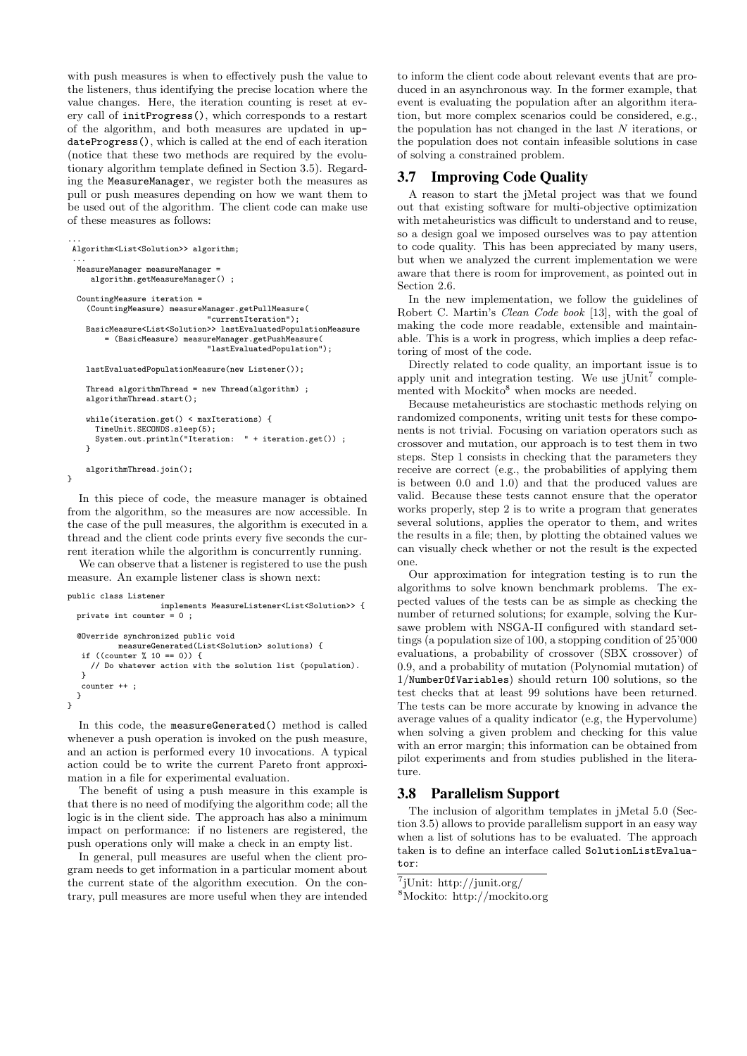with push measures is when to effectively push the value to the listeners, thus identifying the precise location where the value changes. Here, the iteration counting is reset at every call of `initProgress()`, which corresponds to a restart of the algorithm, and both measures are updated in `updateProgress()`, which is called at the end of each iteration (notice that these two methods are required by the evolutionary algorithm template defined in Section 3.5). Regarding the `MeasureManager`, we register both the measures as pull or push measures depending on how we want them to be used out of the algorithm. The client code can make use of these measures as follows:

```
...
 Algorithm<List<Solution>> algorithm;
 ...
  MeasureManager measureManager =
     algorithm.getMeasureManager() ;

  CountingMeasure iteration =
    (CountingMeasure) measureManager.getPullMeasure(
                            "currentIteration");
    BasicMeasure<List<Solution>> lastEvaluatedPopulationMeasure
        = (BasicMeasure) measureManager.getPushMeasure(
                            "lastEvaluatedPopulation");

    lastEvaluatedPopulationMeasure(new Listener());

    Thread algorithmThread = new Thread(algorithm) ;
    algorithmThread.start();

    while(iteration.get() < maxIterations) {
      TimeUnit.SECONDS.sleep(5);
      System.out.println("Iteration:  " + iteration.get()) ;
    }

    algorithmThread.join();
}
```

In this piece of code, the measure manager is obtained from the algorithm, so the measures are now accessible. In the case of the pull measures, the algorithm is executed in a thread and the client code prints every five seconds the current iteration while the algorithm is concurrently running.

We can observe that a listener is registered to use the push measure. An example listener class is shown next:

```
public class Listener
                  implements MeasureListener<List<Solution>> {
  private int counter = 0 ;

  @Override synchronized public void
          measureGenerated(List<Solution> solutions) {
   if ((counter % 10 == 0)) {
     // Do whatever action with the solution list (population).
   }
   counter ++ ;
  }
}
```

In this code, the `measureGenerated()` method is called whenever a push operation is invoked on the push measure, and an action is performed every 10 invocations. A typical action could be to write the current Pareto front approximation in a file for experimental evaluation.

The benefit of using a push measure in this example is that there is no need of modifying the algorithm code; all the logic is in the client side. The approach has also a minimum impact on performance: if no listeners are registered, the push operations only will make a check in an empty list.

In general, pull measures are useful when the client program needs to get information in a particular moment about the current state of the algorithm execution. On the contrary, pull measures are more useful when they are intended to inform the client code about relevant events that are produced in an asynchronous way. In the former example, that event is evaluating the population after an algorithm iteration, but more complex scenarios could be considered, e.g., the population has not changed in the last $N$ iterations, or the population does not contain infeasible solutions in case of solving a constrained problem.

## 3.7 Improving Code Quality

A reason to start the jMetal project was that we found out that existing software for multi-objective optimization with metaheuristics was difficult to understand and to reuse, so a design goal we imposed ourselves was to pay attention to code quality. This has been appreciated by many users, but when we analyzed the current implementation we were aware that there is room for improvement, as pointed out in Section 2.6.

In the new implementation, we follow the guidelines of Robert C. Martin's *Clean Code book* [13], with the goal of making the code more readable, extensible and maintainable. This is a work in progress, which implies a deep refactoring of most of the code.

Directly related to code quality, an important issue is to apply unit and integration testing. We use jUnit[7] complemented with Mockito[8] when mocks are needed.

Because metaheuristics are stochastic methods relying on randomized components, writing unit tests for these components is not trivial. Focusing on variation operators such as crossover and mutation, our approach is to test them in two steps. Step 1 consists in checking that the parameters they receive are correct (e.g., the probabilities of applying them is between 0.0 and 1.0) and that the produced values are valid. Because these tests cannot ensure that the operator works properly, step 2 is to write a program that generates several solutions, applies the operator to them, and writes the results in a file; then, by plotting the obtained values we can visually check whether or not the result is the expected one.

Our approximation for integration testing is to run the algorithms to solve known benchmark problems. The expected values of the tests can be as simple as checking the number of returned solutions; for example, solving the Kursawe problem with NSGA-II configured with standard settings (a population size of 100, a stopping condition of 25'000 evaluations, a probability of crossover (SBX crossover) of 0.9, and a probability of mutation (Polynomial mutation) of 1/`NumberOfVariables`) should return 100 solutions, so the test checks that at least 99 solutions have been returned. The tests can be more accurate by knowing in advance the average values of a quality indicator (e.g, the Hypervolume) when solving a given problem and checking for this value with an error margin; this information can be obtained from pilot experiments and from studies published in the literature.

## 3.8 Parallelism Support

The inclusion of algorithm templates in jMetal 5.0 (Section 3.5) allows to provide parallelism support in an easy way when a list of solutions has to be evaluated. The approach taken is to define an interface called `SolutionListEvaluator`:

[7] jUnit: http://junit.org/

[8] Mockito: http://mockito.org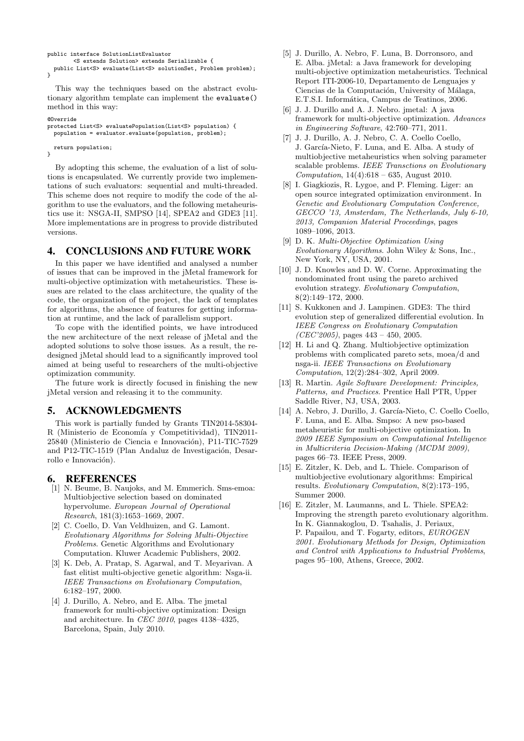```
public interface SolutionListEvaluator
        <S extends Solution> extends Serializable {
  public List<S> evaluate(List<S> solutionSet, Problem problem);
}
```

This way the techniques based on the abstract evolutionary algorithm template can implement the `evaluate()` method in this way:

```
@Override
protected List<S> evaluatePopulation(List<S> population) {
  population = evaluator.evaluate(population, problem);

  return population;
}
```

By adopting this scheme, the evaluation of a list of solutions is encapsulated. We currently provide two implementations of such evaluators: sequential and multi-threaded. This scheme does not require to modify the code of the algorithm to use the evaluators, and the following metaheuristics use it: NSGA-II, SMPSO [14], SPEA2 and GDE3 [11]. More implementations are in progress to provide distributed versions.

## 4. CONCLUSIONS AND FUTURE WORK

In this paper we have identified and analysed a number of issues that can be improved in the jMetal framework for multi-objective optimization with metaheuristics. These issues are related to the class architecture, the quality of the code, the organization of the project, the lack of templates for algorithms, the absence of features for getting information at runtime, and the lack of parallelism support.

To cope with the identified points, we have introduced the new architecture of the next release of jMetal and the adopted solutions to solve those issues. As a result, the redesigned jMetal should lead to a significantly improved tool aimed at being useful to researchers of the multi-objective optimization community.

The future work is directly focused in finishing the new jMetal version and releasing it to the community.

## 5. ACKNOWLEDGMENTS

This work is partially funded by Grants TIN2014-58304-R (Ministerio de Economía y Competitividad), TIN2011-25840 (Ministerio de Ciencia e Innovación), P11-TIC-7529 and P12-TIC-1519 (Plan Andaluz de Investigación, Desarrollo e Innovación).

## 6. REFERENCES

[1] N. Beume, B. Naujoks, and M. Emmerich. Sms-emoa: Multiobjective selection based on dominated hypervolume. *European Journal of Operational Research*, 181(3):1653–1669, 2007.

[2] C. Coello, D. Van Veldhuizen, and G. Lamont. *Evolutionary Algorithms for Solving Multi-Objective Problems*. Genetic Algorithms and Evolutionary Computation. Kluwer Academic Publishers, 2002.

[3] K. Deb, A. Pratap, S. Agarwal, and T. Meyarivan. A fast elitist multi-objective genetic algorithm: Nsga-ii. *IEEE Transactions on Evolutionary Computation*, 6:182–197, 2000.

[4] J. Durillo, A. Nebro, and E. Alba. The jmetal framework for multi-objective optimization: Design and architecture. In *CEC 2010*, pages 4138–4325, Barcelona, Spain, July 2010.

[5] J. Durillo, A. Nebro, F. Luna, B. Dorronsoro, and E. Alba. jMetal: a Java framework for developing multi-objective optimization metaheuristics. Technical Report ITI-2006-10, Departamento de Lenguajes y Ciencias de la Computación, University of Málaga, E.T.S.I. Informática, Campus de Teatinos, 2006.

[6] J. J. Durillo and A. J. Nebro. jmetal: A java framework for multi-objective optimization. *Advances in Engineering Software*, 42:760–771, 2011.

[7] J. J. Durillo, A. J. Nebro, C. A. Coello Coello, J. García-Nieto, F. Luna, and E. Alba. A study of multiobjective metaheuristics when solving parameter scalable problems. *IEEE Transctions on Evolutionary Computation*, 14(4):618 – 635, August 2010.

[8] I. Giagkiozis, R. Lygoe, and P. Fleming. Liger: an open source integrated optimization environment. In *Genetic and Evolutionary Computation Conference, GECCO '13, Amsterdam, The Netherlands, July 6-10, 2013, Companion Material Proceedings*, pages 1089–1096, 2013.

[9] D. K. *Multi-Objective Optimization Using Evolutionary Algorithms*. John Wiley & Sons, Inc., New York, NY, USA, 2001.

[10] J. D. Knowles and D. W. Corne. Approximating the nondominated front using the pareto archived evolution strategy. *Evolutionary Computation*, 8(2):149–172, 2000.

[11] S. Kukkonen and J. Lampinen. GDE3: The third evolution step of generalized differential evolution. In *IEEE Congress on Evolutionary Computation (CEC'2005)*, pages 443 – 450, 2005.

[12] H. Li and Q. Zhang. Multiobjective optimization problems with complicated pareto sets, moea/d and nsga-ii. *IEEE Transactions on Evolutionary Computation*, 12(2):284–302, April 2009.

[13] R. Martin. *Agile Software Development: Principles, Patterns, and Practices*. Prentice Hall PTR, Upper Saddle River, NJ, USA, 2003.

[14] A. Nebro, J. Durillo, J. García-Nieto, C. Coello Coello, F. Luna, and E. Alba. Smpso: A new pso-based metaheuristic for multi-objective optimization. In *2009 IEEE Symposium on Computational Intelligence in Multicriteria Decision-Making (MCDM 2009)*, pages 66–73. IEEE Press, 2009.

[15] E. Zitzler, K. Deb, and L. Thiele. Comparison of multiobjective evolutionary algorithms: Empirical results. *Evolutionary Computation*, 8(2):173–195, Summer 2000.

[16] E. Zitzler, M. Laumanns, and L. Thiele. SPEA2: Improving the strength pareto evolutionary algorithm. In K. Giannakoglou, D. Tsahalis, J. Periaux, P. Papailou, and T. Fogarty, editors, *EUROGEN 2001. Evolutionary Methods for Design, Optimization and Control with Applications to Industrial Problems*, pages 95–100, Athens, Greece, 2002.